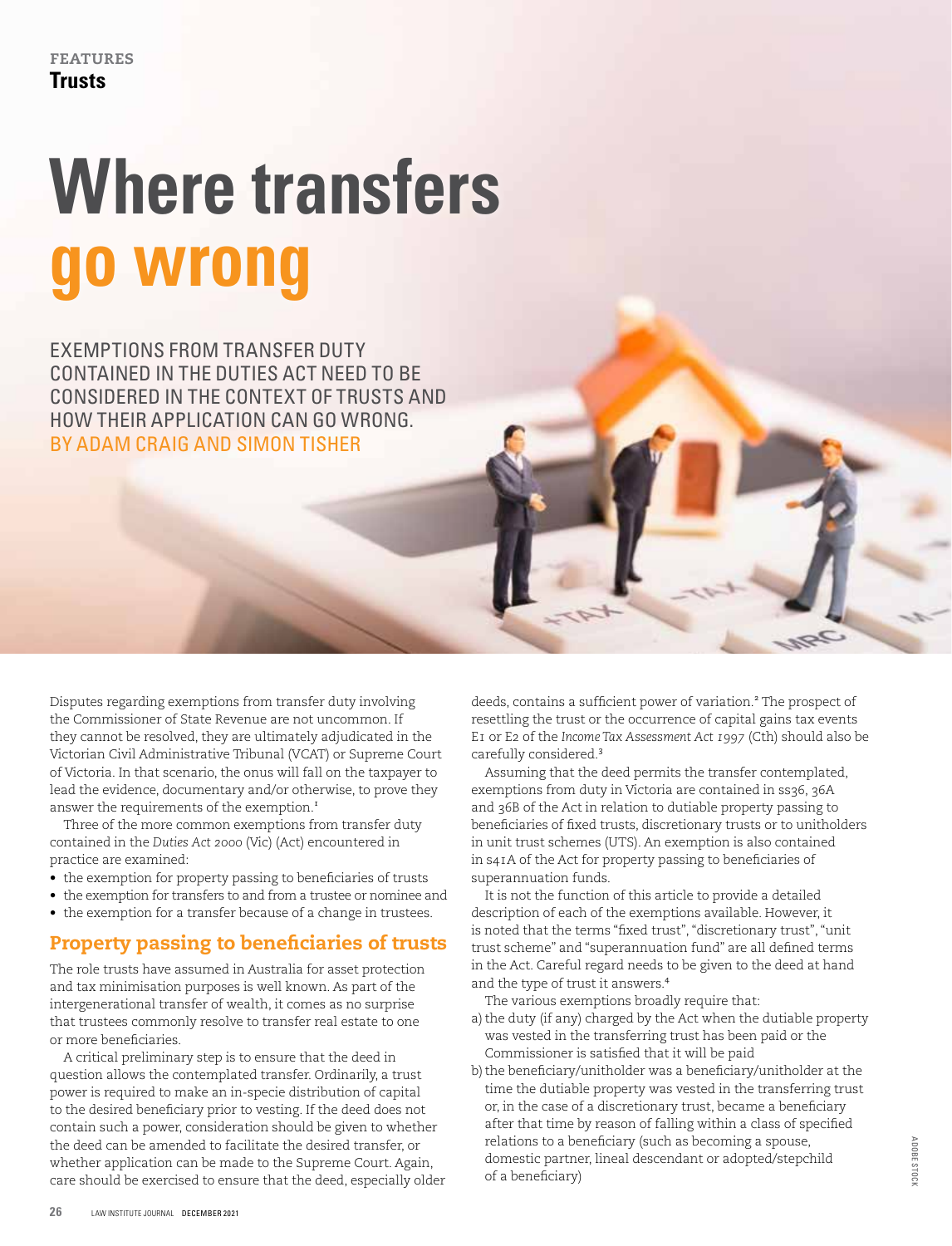FEATURES
**Trusts**

# Where transfers go wrong

EXEMPTIONS FROM TRANSFER DUTY CONTAINED IN THE DUTIES ACT NEED TO BE CONSIDERED IN THE CONTEXT OF TRUSTS AND HOW THEIR APPLICATION CAN GO WRONG. BY ADAM CRAIG AND SIMON TISHER

Disputes regarding exemptions from transfer duty involving the Commissioner of State Revenue are not uncommon. If they cannot be resolved, they are ultimately adjudicated in the Victorian Civil Administrative Tribunal (VCAT) or Supreme Court of Victoria. In that scenario, the onus will fall on the taxpayer to lead the evidence, documentary and/or otherwise, to prove they answer the requirements of the exemption.[1]

Three of the more common exemptions from transfer duty contained in the *Duties Act 2000* (Vic) (Act) encountered in practice are examined:

- the exemption for property passing to beneficiaries of trusts
- the exemption for transfers to and from a trustee or nominee and
- the exemption for a transfer because of a change in trustees.

## Property passing to beneficiaries of trusts

The role trusts have assumed in Australia for asset protection and tax minimisation purposes is well known. As part of the intergenerational transfer of wealth, it comes as no surprise that trustees commonly resolve to transfer real estate to one or more beneficiaries.

A critical preliminary step is to ensure that the deed in question allows the contemplated transfer. Ordinarily, a trust power is required to make an in-specie distribution of capital to the desired beneficiary prior to vesting. If the deed does not contain such a power, consideration should be given to whether the deed can be amended to facilitate the desired transfer, or whether application can be made to the Supreme Court. Again, care should be exercised to ensure that the deed, especially older deeds, contains a sufficient power of variation.[2] The prospect of resettling the trust or the occurrence of capital gains tax events E1 or E2 of the *Income Tax Assessment Act 1997* (Cth) should also be carefully considered.[3]

Assuming that the deed permits the transfer contemplated, exemptions from duty in Victoria are contained in ss36, 36A and 36B of the Act in relation to dutiable property passing to beneficiaries of fixed trusts, discretionary trusts or to unitholders in unit trust schemes (UTS). An exemption is also contained in s41A of the Act for property passing to beneficiaries of superannuation funds.

It is not the function of this article to provide a detailed description of each of the exemptions available. However, it is noted that the terms "fixed trust", "discretionary trust", "unit trust scheme" and "superannuation fund" are all defined terms in the Act. Careful regard needs to be given to the deed at hand and the type of trust it answers.[4]

The various exemptions broadly require that:

a) the duty (if any) charged by the Act when the dutiable property was vested in the transferring trust has been paid or the Commissioner is satisfied that it will be paid
b) the beneficiary/unitholder was a beneficiary/unitholder at the time the dutiable property was vested in the transferring trust or, in the case of a discretionary trust, became a beneficiary after that time by reason of falling within a class of specified relations to a beneficiary (such as becoming a spouse, domestic partner, lineal descendant or adopted/stepchild of a beneficiary)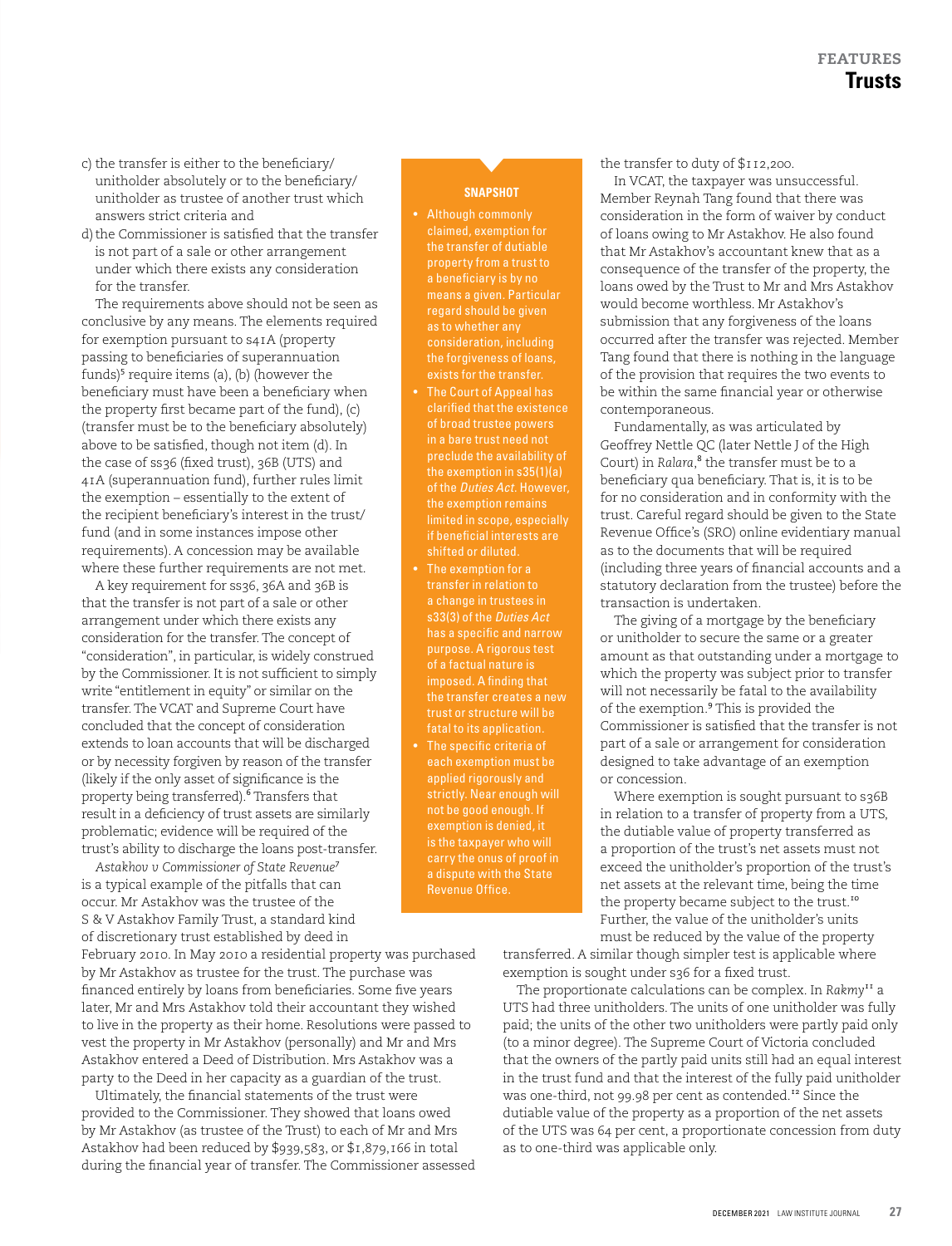c) the transfer is either to the beneficiary/unitholder absolutely or to the beneficiary/unitholder as trustee of another trust which answers strict criteria and

d) the Commissioner is satisfied that the transfer is not part of a sale or other arrangement under which there exists any consideration for the transfer.

The requirements above should not be seen as conclusive by any means. The elements required for exemption pursuant to s41A (property passing to beneficiaries of superannuation funds)[5] require items (a), (b) (however the beneficiary must have been a beneficiary when the property first became part of the fund), (c) (transfer must be to the beneficiary absolutely) above to be satisfied, though not item (d). In the case of ss36 (fixed trust), 36B (UTS) and 41A (superannuation fund), further rules limit the exemption – essentially to the extent of the recipient beneficiary's interest in the trust/fund (and in some instances impose other requirements). A concession may be available where these further requirements are not met.

A key requirement for ss36, 36A and 36B is that the transfer is not part of a sale or other arrangement under which there exists any consideration for the transfer. The concept of "consideration", in particular, is widely construed by the Commissioner. It is not sufficient to simply write "entitlement in equity" or similar on the transfer. The VCAT and Supreme Court have concluded that the concept of consideration extends to loan accounts that will be discharged or by necessity forgiven by reason of the transfer (likely if the only asset of significance is the property being transferred).[6] Transfers that result in a deficiency of trust assets are similarly problematic; evidence will be required of the trust's ability to discharge the loans post-transfer.

*Astakhov v Commissioner of State Revenue*[7] is a typical example of the pitfalls that can occur. Mr Astakhov was the trustee of the S & V Astakhov Family Trust, a standard kind of discretionary trust established by deed in February 2010. In May 2010 a residential property was purchased by Mr Astakhov as trustee for the trust. The purchase was financed entirely by loans from beneficiaries. Some five years later, Mr and Mrs Astakhov told their accountant they wished to live in the property as their home. Resolutions were passed to vest the property in Mr Astakhov (personally) and Mr and Mrs Astakhov entered a Deed of Distribution. Mrs Astakhov was a party to the Deed in her capacity as a guardian of the trust.

Ultimately, the financial statements of the trust were provided to the Commissioner. They showed that loans owed by Mr Astakhov (as trustee of the Trust) to each of Mr and Mrs Astakhov had been reduced by $939,583, or $1,879,166 in total during the financial year of transfer. The Commissioner assessed the transfer to duty of $112,200.

In VCAT, the taxpayer was unsuccessful. Member Reynah Tang found that there was consideration in the form of waiver by conduct of loans owing to Mr Astakhov. He also found that Mr Astakhov's accountant knew that as a consequence of the transfer of the property, the loans owed by the Trust to Mr and Mrs Astakhov would become worthless. Mr Astakhov's submission that any forgiveness of the loans occurred after the transfer was rejected. Member Tang found that there is nothing in the language of the provision that requires the two events to be within the same financial year or otherwise contemporaneous.

Fundamentally, as was articulated by Geoffrey Nettle QC (later Nettle J of the High Court) in *Ralara*,[8] the transfer must be to a beneficiary qua beneficiary. That is, it is to be for no consideration and in conformity with the trust. Careful regard should be given to the State Revenue Office's (SRO) online evidentiary manual as to the documents that will be required (including three years of financial accounts and a statutory declaration from the trustee) before the transaction is undertaken.

The giving of a mortgage by the beneficiary or unitholder to secure the same or a greater amount as that outstanding under a mortgage to which the property was subject prior to transfer will not necessarily be fatal to the availability of the exemption.[9] This is provided the Commissioner is satisfied that the transfer is not part of a sale or arrangement for consideration designed to take advantage of an exemption or concession.

Where exemption is sought pursuant to s36B in relation to a transfer of property from a UTS, the dutiable value of property transferred as a proportion of the trust's net assets must not exceed the unitholder's proportion of the trust's net assets at the relevant time, being the time the property became subject to the trust.[10] Further, the value of the unitholder's units must be reduced by the value of the property transferred. A similar though simpler test is applicable where exemption is sought under s36 for a fixed trust.

The proportionate calculations can be complex. In *Rakmy*[11] a UTS had three unitholders. The units of one unitholder was fully paid; the units of the other two unitholders were partly paid only (to a minor degree). The Supreme Court of Victoria concluded that the owners of the partly paid units still had an equal interest in the trust fund and that the interest of the fully paid unitholder was one-third, not 99.98 per cent as contended.[12] Since the dutiable value of the property as a proportion of the net assets of the UTS was 64 per cent, a proportionate concession from duty as to one-third was applicable only.

**SNAPSHOT**

- Although commonly claimed, exemption for the transfer of dutiable property from a trust to a beneficiary is by no means a given. Particular regard should be given as to whether any consideration, including the forgiveness of loans, exists for the transfer.
- The Court of Appeal has clarified that the existence of broad trustee powers in a bare trust need not preclude the availability of the exemption in s35(1)(a) of the *Duties Act*. However, the exemption remains limited in scope, especially if beneficial interests are shifted or diluted.
- The exemption for a transfer in relation to a change in trustees in s33(3) of the *Duties Act* has a specific and narrow purpose. A rigorous test of a factual nature is imposed. A finding that the transfer creates a new trust or structure will be fatal to its application.
- The specific criteria of each exemption must be applied rigorously and strictly. Near enough will not be good enough. If exemption is denied, it is the taxpayer who will carry the onus of proof in a dispute with the State Revenue Office.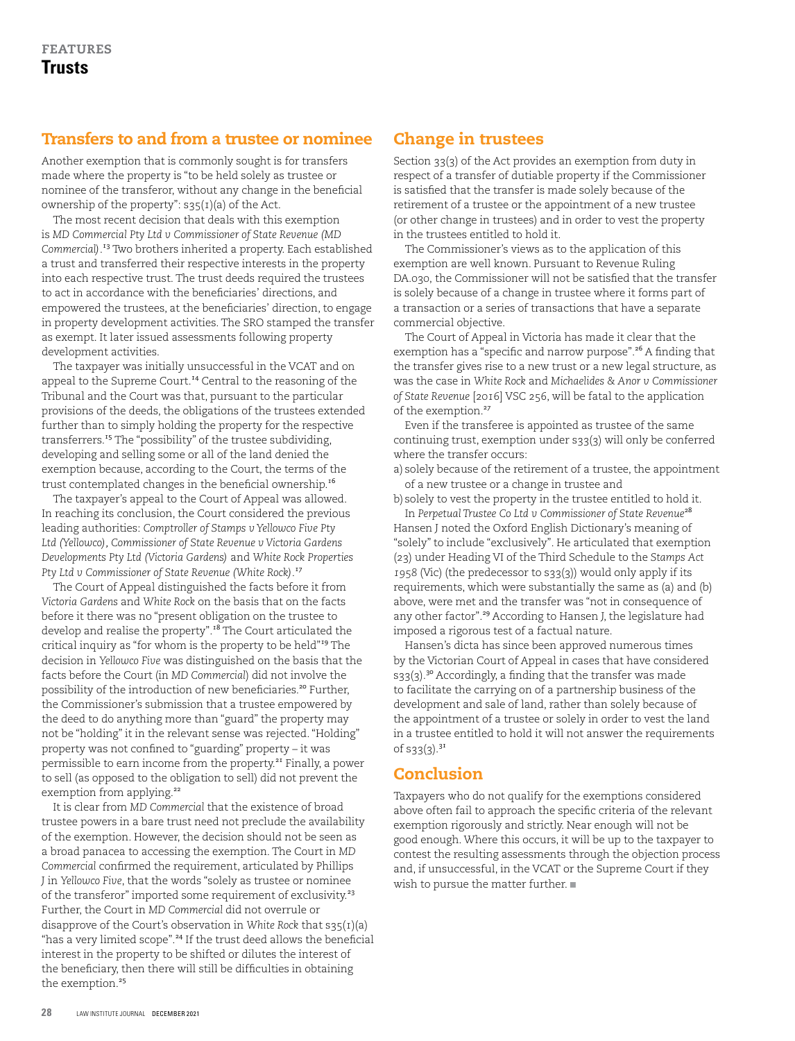## Transfers to and from a trustee or nominee

Another exemption that is commonly sought is for transfers made where the property is "to be held solely as trustee or nominee of the transferor, without any change in the beneficial ownership of the property": s35(1)(a) of the Act.

The most recent decision that deals with this exemption is *MD Commercial Pty Ltd v Commissioner of State Revenue (MD Commercial)*.[13] Two brothers inherited a property. Each established a trust and transferred their respective interests in the property into each respective trust. The trust deeds required the trustees to act in accordance with the beneficiaries' directions, and empowered the trustees, at the beneficiaries' direction, to engage in property development activities. The SRO stamped the transfer as exempt. It later issued assessments following property development activities.

The taxpayer was initially unsuccessful in the VCAT and on appeal to the Supreme Court.[14] Central to the reasoning of the Tribunal and the Court was that, pursuant to the particular provisions of the deeds, the obligations of the trustees extended further than to simply holding the property for the respective transferrers.[15] The "possibility" of the trustee subdividing, developing and selling some or all of the land denied the exemption because, according to the Court, the terms of the trust contemplated changes in the beneficial ownership.[16]

The taxpayer's appeal to the Court of Appeal was allowed. In reaching its conclusion, the Court considered the previous leading authorities: *Comptroller of Stamps v Yellowco Five Pty Ltd (Yellowco)*, *Commissioner of State Revenue v Victoria Gardens Developments Pty Ltd (Victoria Gardens)* and *White Rock Properties Pty Ltd v Commissioner of State Revenue (White Rock)*.[17]

The Court of Appeal distinguished the facts before it from *Victoria Gardens* and *White Rock* on the basis that on the facts before it there was no "present obligation on the trustee to develop and realise the property".[18] The Court articulated the critical inquiry as "for whom is the property to be held"[19] The decision in *Yellowco Five* was distinguished on the basis that the facts before the Court (in *MD Commercial*) did not involve the possibility of the introduction of new beneficiaries.[20] Further, the Commissioner's submission that a trustee empowered by the deed to do anything more than "guard" the property may not be "holding" it in the relevant sense was rejected. "Holding" property was not confined to "guarding" property – it was permissible to earn income from the property.[21] Finally, a power to sell (as opposed to the obligation to sell) did not prevent the exemption from applying.[22]

It is clear from *MD Commercial* that the existence of broad trustee powers in a bare trust need not preclude the availability of the exemption. However, the decision should not be seen as a broad panacea to accessing the exemption. The Court in *MD Commercial* confirmed the requirement, articulated by Phillips J in *Yellowco Five*, that the words "solely as trustee or nominee of the transferor" imported some requirement of exclusivity.[23] Further, the Court in *MD Commercial* did not overrule or disapprove of the Court's observation in *White Rock* that s35(1)(a) "has a very limited scope".[24] If the trust deed allows the beneficial interest in the property to be shifted or dilutes the interest of the beneficiary, then there will still be difficulties in obtaining the exemption.[25]

## Change in trustees

Section 33(3) of the Act provides an exemption from duty in respect of a transfer of dutiable property if the Commissioner is satisfied that the transfer is made solely because of the retirement of a trustee or the appointment of a new trustee (or other change in trustees) and in order to vest the property in the trustees entitled to hold it.

The Commissioner's views as to the application of this exemption are well known. Pursuant to Revenue Ruling DA.030, the Commissioner will not be satisfied that the transfer is solely because of a change in trustee where it forms part of a transaction or a series of transactions that have a separate commercial objective.

The Court of Appeal in Victoria has made it clear that the exemption has a "specific and narrow purpose".[26] A finding that the transfer gives rise to a new trust or a new legal structure, as was the case in *White Rock* and *Michaelides & Anor v Commissioner of State Revenue* [2016] VSC 256, will be fatal to the application of the exemption.[27]

Even if the transferee is appointed as trustee of the same continuing trust, exemption under s33(3) will only be conferred where the transfer occurs:

a) solely because of the retirement of a trustee, the appointment of a new trustee or a change in trustee and
b) solely to vest the property in the trustee entitled to hold it.

In *Perpetual Trustee Co Ltd v Commissioner of State Revenue*[28] Hansen J noted the Oxford English Dictionary's meaning of "solely" to include "exclusively". He articulated that exemption (23) under Heading VI of the Third Schedule to the *Stamps Act 1958* (Vic) (the predecessor to s33(3)) would only apply if its requirements, which were substantially the same as (a) and (b) above, were met and the transfer was "not in consequence of any other factor".[29] According to Hansen J, the legislature had imposed a rigorous test of a factual nature.

Hansen's dicta has since been approved numerous times by the Victorian Court of Appeal in cases that have considered s33(3).[30] Accordingly, a finding that the transfer was made to facilitate the carrying on of a partnership business of the development and sale of land, rather than solely because of the appointment of a trustee or solely in order to vest the land in a trustee entitled to hold it will not answer the requirements of s33(3).[31]

## Conclusion

Taxpayers who do not qualify for the exemptions considered above often fail to approach the specific criteria of the relevant exemption rigorously and strictly. Near enough will not be good enough. Where this occurs, it will be up to the taxpayer to contest the resulting assessments through the objection process and, if unsuccessful, in the VCAT or the Supreme Court if they wish to pursue the matter further. ■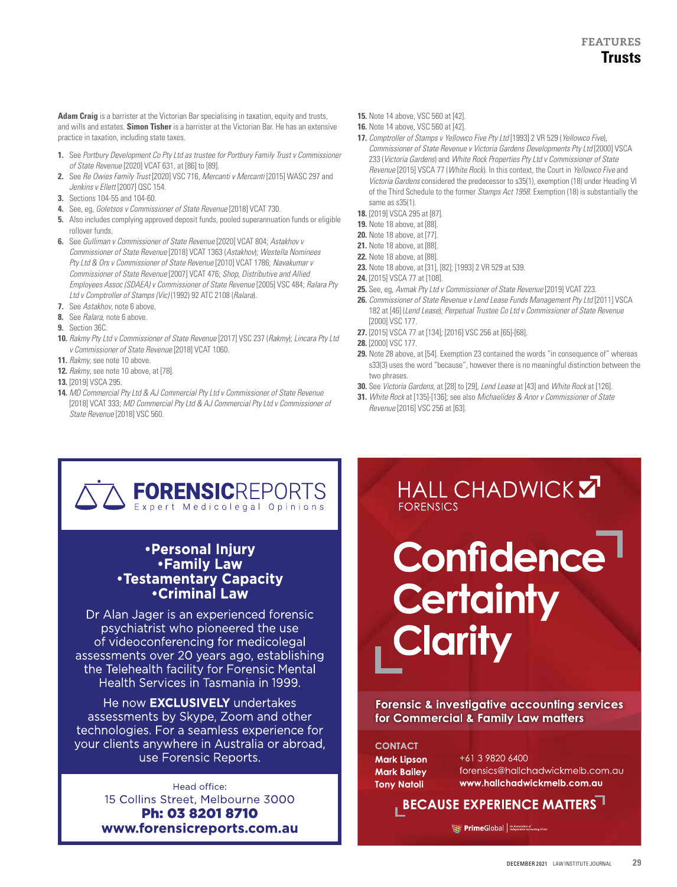**Adam Craig** is a barrister at the Victorian Bar specialising in taxation, equity and trusts, and wills and estates. **Simon Tisher** is a barrister at the Victorian Bar. He has an extensive practice in taxation, including state taxes.

1. See *Portbury Development Co Pty Ltd as trustee for Portbury Family Trust v Commissioner of State Revenue* [2020] VCAT 631, at [86] to [89].
2. See *Re Owies Family Trust* [2020] VSC 716, *Mercanti v Mercanti* [2015] WASC 297 and *Jenkins v Ellett* [2007] QSC 154.
3. Sections 104-55 and 104-60.
4. See, eg, *Goletsos v Commissioner of State Revenue* [2018] VCAT 730.
5. Also includes complying approved deposit funds, pooled superannuation funds or eligible rollover funds.
6. See *Gulliman v Commissioner of State Revenue* [2020] VCAT 804; *Astakhov v Commissioner of State Revenue* [2018] VCAT 1363 (*Astakhov*); *Westella Nominees Pty Ltd & Ors v Commissioner of State Revenue* [2010] VCAT 1786; *Navakumar v Commissioner of State Revenue* [2007] VCAT 476; *Shop, Distributive and Allied Employees Assoc (SDAEA) v Commissioner of State Revenue* [2005] VSC 484; *Ralara Pty Ltd v Comptroller of Stamps (Vic)* (1992) 92 ATC 2108 (*Ralara*).
7. See *Astakhov*, note 6 above.
8. See *Ralara*, note 6 above.
9. Section 36C.
10. *Rakmy Pty Ltd v Commissioner of State Revenue* [2017] VSC 237 (*Rakmy*); *Lincara Pty Ltd v Commissioner of State Revenue* [2018] VCAT 1060.
11. *Rakmy*, see note 10 above.
12. *Rakmy*, see note 10 above, at [78].
13. [2019] VSCA 295.
14. *MD Commercial Pty Ltd & AJ Commercial Pty Ltd v Commissioner of State Revenue* [2018] VCAT 333; *MD Commercial Pty Ltd & AJ Commercial Pty Ltd v Commissioner of State Revenue* [2018] VSC 560.
15. Note 14 above, VSC 560 at [42].
16. Note 14 above, VSC 560 at [42].
17. *Comptroller of Stamps v Yellowco Five Pty Ltd* [1993] 2 VR 529 (*Yellowco Five*), *Commissioner of State Revenue v Victoria Gardens Developments Pty Ltd* [2000] VSCA 233 (*Victoria Gardens*) and *White Rock Properties Pty Ltd v Commissioner of State Revenue* [2015] VSCA 77 (*White Rock*). In this context, the Court in *Yellowco Five* and *Victoria Gardens* considered the predecessor to s35(1), exemption (18) under Heading VI of the Third Schedule to the former *Stamps Act 1958*. Exemption (18) is substantially the same as s35(1).
18. [2019] VSCA 295 at [87].
19. Note 18 above, at [88].
20. Note 18 above, at [77].
21. Note 18 above, at [88].
22. Note 18 above, at [88].
23. Note 18 above, at [31], [82]; [1993] 2 VR 529 at 539.
24. [2015] VSCA 77 at [108].
25. See, eg, *Avmak Pty Ltd v Commissioner of State Revenue* [2019] VCAT 223.
26. *Commissioner of State Revenue v Lend Lease Funds Management Pty Ltd* [2011] VSCA 182 at [46] (*Lend Lease*); *Perpetual Trustee Co Ltd v Commissioner of State Revenue* [2000] VSC 177.
27. [2015] VSCA 77 at [134]; [2016] VSC 256 at [65]-[68].
28. [2000] VSC 177.
29. Note 28 above, at [54]. Exemption 23 contained the words "in consequence of" whereas s33(3) uses the word "because", however there is no meaningful distinction between the two phrases.
30. See *Victoria Gardens*, at [28] to [29], *Lend Lease* at [43] and *White Rock* at [126].
31. *White Rock* at [135]-[136]; see also *Michaelides & Anor v Commissioner of State Revenue* [2016] VSC 256 at [63].

**FORENSICREPORTS**
Expert Medicolegal Opinions

**•Personal Injury**
**•Family Law**
**•Testamentary Capacity**
**•Criminal Law**

Dr Alan Jager is an experienced forensic psychiatrist who pioneered the use of videoconferencing for medicolegal assessments over 20 years ago, establishing the Telehealth facility for Forensic Mental Health Services in Tasmania in 1999.

He now **EXCLUSIVELY** undertakes assessments by Skype, Zoom and other technologies. For a seamless experience for your clients anywhere in Australia or abroad, use Forensic Reports.

Head office:
15 Collins Street, Melbourne 3000
**Ph: 03 8201 8710**
**www.forensicreports.com.au**

HALL CHADWICK
FORENSICS

**Confidence**
**Certainty**
**Clarity**

**Forensic & investigative accounting services for Commercial & Family Law matters**

CONTACT
**Mark Lipson** +61 3 9820 6400
**Mark Bailey** forensics@hallchadwickmelb.com.au
**Tony Natoli** **www.hallchadwickmelb.com.au**

**BECAUSE EXPERIENCE MATTERS**

PrimeGlobal